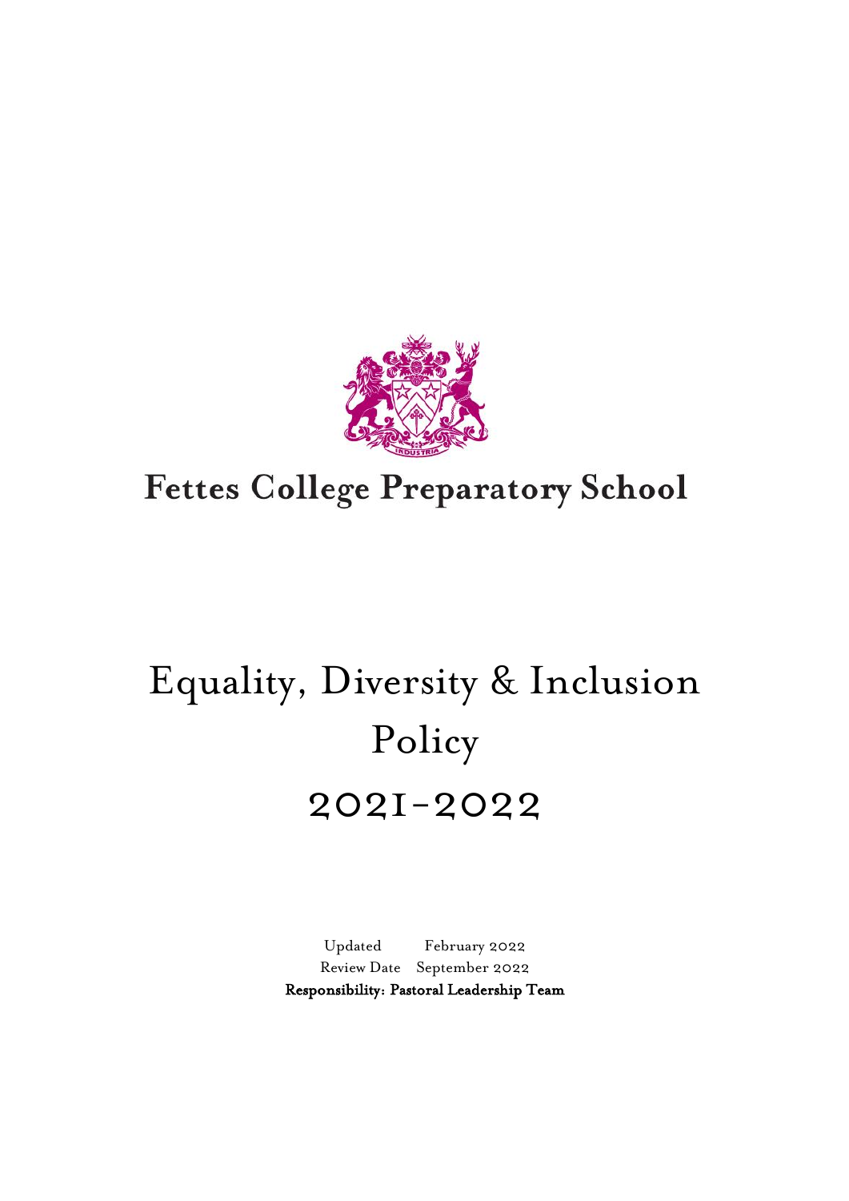# Fettes College Preparatory School

# Equality, Diversity & Inclusion Policy

# 2021-2022

Updated February 2022

Review Date September 2022

**Responsibility: Pastoral Leadership Team**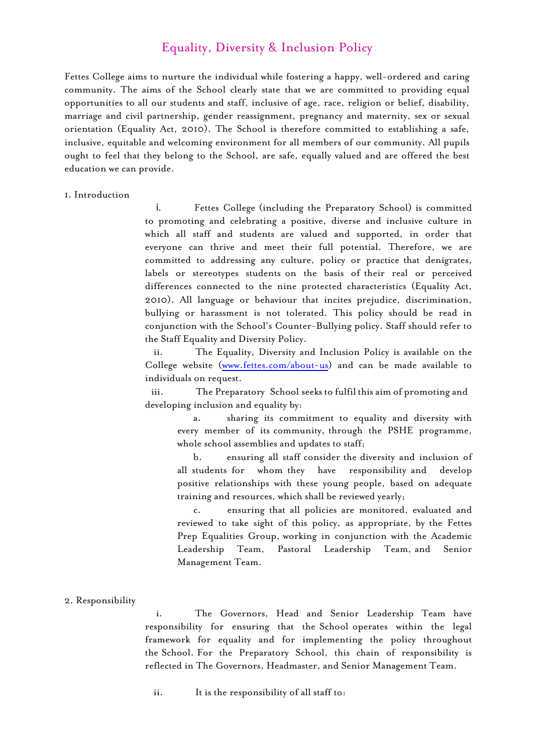# Equality, Diversity & Inclusion Policy

Fettes College aims to nurture the individual while fostering a happy, well-ordered and caring community. The aims of the School clearly state that we are committed to providing equal opportunities to all our students and staff, inclusive of age, race, religion or belief, disability, marriage and civil partnership, gender reassignment, pregnancy and maternity, sex or sexual orientation (Equality Act, 2010). The School is therefore committed to establishing a safe, inclusive, equitable and welcoming environment for all members of our community. All pupils ought to feel that they belong to the School, are safe, equally valued and are offered the best education we can provide.

## 1. Introduction

i. Fettes College (including the Preparatory School) is committed to promoting and celebrating a positive, diverse and inclusive culture in which all staff and students are valued and supported, in order that everyone can thrive and meet their full potential. Therefore, we are committed to addressing any culture, policy or practice that denigrates, labels or stereotypes students on the basis of their real or perceived differences connected to the nine protected characteristics (Equality Act, 2010). All language or behaviour that incites prejudice, discrimination, bullying or harassment is not tolerated. This policy should be read in conjunction with the School's Counter-Bullying policy. Staff should refer to the Staff Equality and Diversity Policy.

ii. The Equality, Diversity and Inclusion Policy is available on the College website (www.fettes.com/about-us) and can be made available to individuals on request.

iii. The Preparatory School seeks to fulfil this aim of promoting and developing inclusion and equality by:

a. sharing its commitment to equality and diversity with every member of its community, through the PSHE programme, whole school assemblies and updates to staff;

b. ensuring all staff consider the diversity and inclusion of all students for whom they have responsibility and develop positive relationships with these young people, based on adequate training and resources, which shall be reviewed yearly;

c. ensuring that all policies are monitored, evaluated and reviewed to take sight of this policy, as appropriate, by the Fettes Prep Equalities Group, working in conjunction with the Academic Leadership Team, Pastoral Leadership Team, and Senior Management Team.

## 2. Responsibility

i. The Governors, Head and Senior Leadership Team have responsibility for ensuring that the School operates within the legal framework for equality and for implementing the policy throughout the School. For the Preparatory School, this chain of responsibility is reflected in The Governors, Headmaster, and Senior Management Team.

ii. It is the responsibility of all staff to: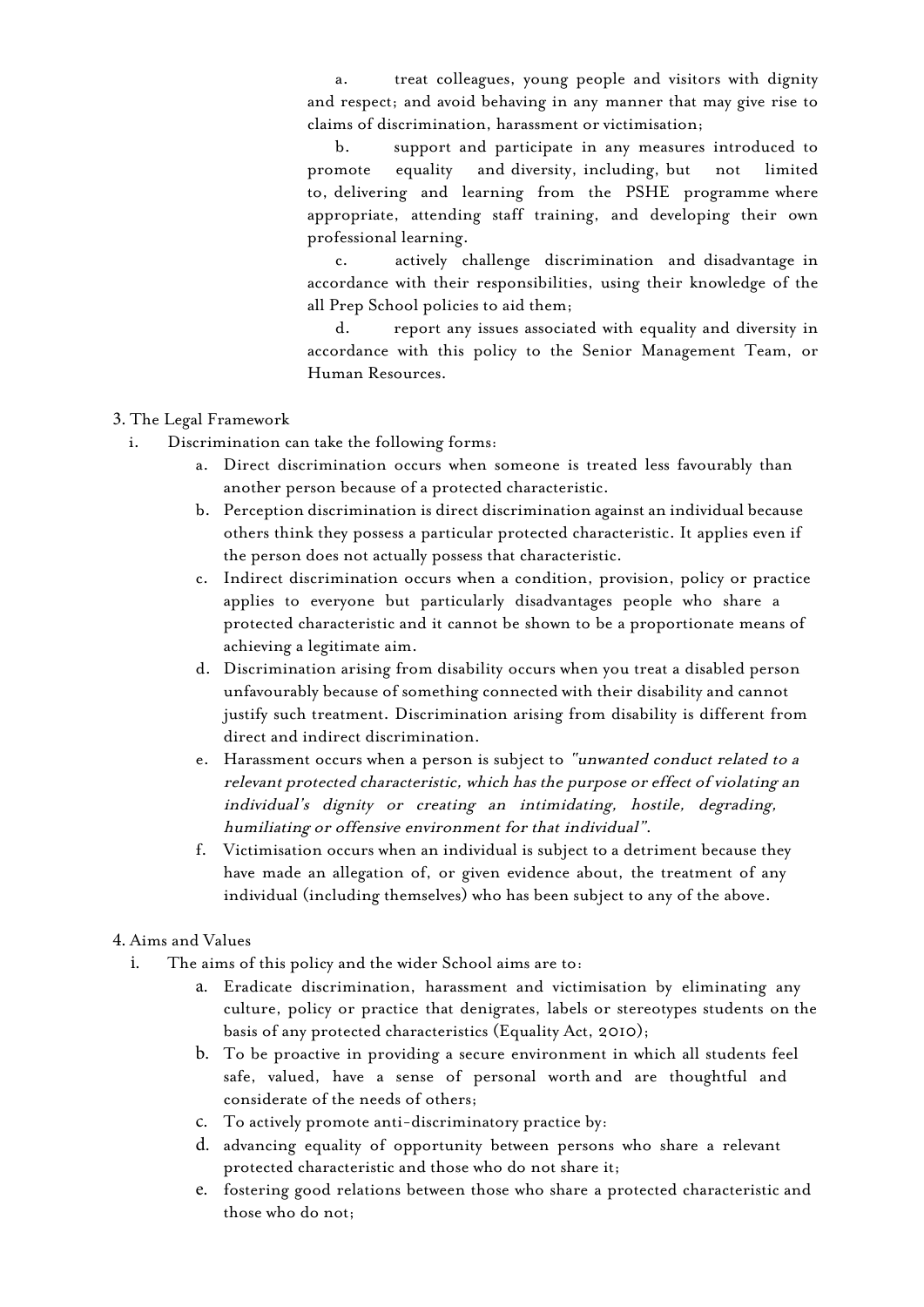a. treat colleagues, young people and visitors with dignity and respect; and avoid behaving in any manner that may give rise to claims of discrimination, harassment or victimisation;

b. support and participate in any measures introduced to promote equality and diversity, including, but not limited to, delivering and learning from the PSHE programme where appropriate, attending staff training, and developing their own professional learning.

c. actively challenge discrimination and disadvantage in accordance with their responsibilities, using their knowledge of the all Prep School policies to aid them;

d. report any issues associated with equality and diversity in accordance with this policy to the Senior Management Team, or Human Resources.

3. The Legal Framework

i. Discrimination can take the following forms:

a. Direct discrimination occurs when someone is treated less favourably than another person because of a protected characteristic.

b. Perception discrimination is direct discrimination against an individual because others think they possess a particular protected characteristic. It applies even if the person does not actually possess that characteristic.

c. Indirect discrimination occurs when a condition, provision, policy or practice applies to everyone but particularly disadvantages people who share a protected characteristic and it cannot be shown to be a proportionate means of achieving a legitimate aim.

d. Discrimination arising from disability occurs when you treat a disabled person unfavourably because of something connected with their disability and cannot justify such treatment. Discrimination arising from disability is different from direct and indirect discrimination.

e. Harassment occurs when a person is subject to *"unwanted conduct related to a relevant protected characteristic, which has the purpose or effect of violating an individual's dignity or creating an intimidating, hostile, degrading, humiliating or offensive environment for that individual"*.

f. Victimisation occurs when an individual is subject to a detriment because they have made an allegation of, or given evidence about, the treatment of any individual (including themselves) who has been subject to any of the above.

4. Aims and Values

i. The aims of this policy and the wider School aims are to:

a. Eradicate discrimination, harassment and victimisation by eliminating any culture, policy or practice that denigrates, labels or stereotypes students on the basis of any protected characteristics (Equality Act, 2010);

b. To be proactive in providing a secure environment in which all students feel safe, valued, have a sense of personal worth and are thoughtful and considerate of the needs of others;

c. To actively promote anti-discriminatory practice by:

d. advancing equality of opportunity between persons who share a relevant protected characteristic and those who do not share it;

e. fostering good relations between those who share a protected characteristic and those who do not;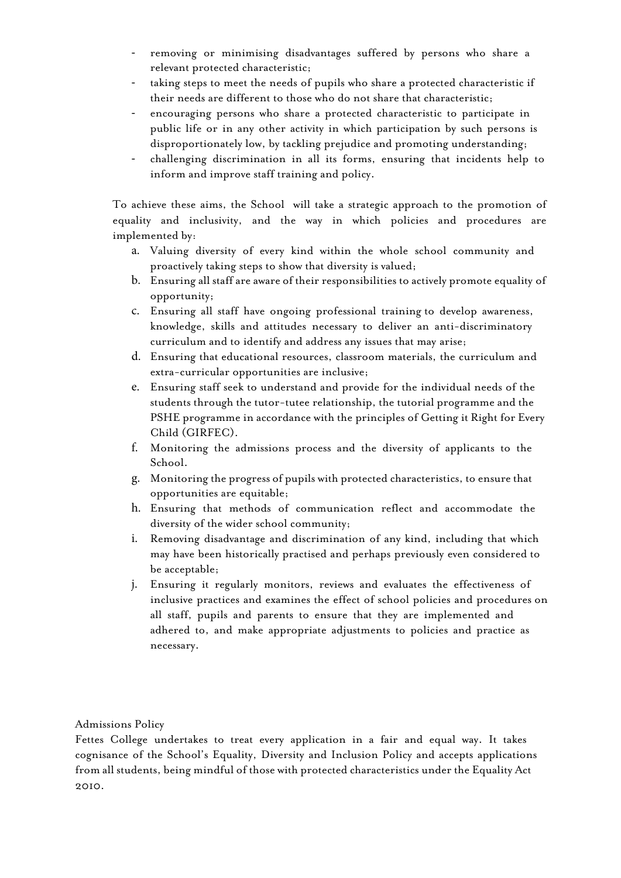- removing or minimising disadvantages suffered by persons who share a relevant protected characteristic;
- taking steps to meet the needs of pupils who share a protected characteristic if their needs are different to those who do not share that characteristic;
- encouraging persons who share a protected characteristic to participate in public life or in any other activity in which participation by such persons is disproportionately low, by tackling prejudice and promoting understanding;
- challenging discrimination in all its forms, ensuring that incidents help to inform and improve staff training and policy.

To achieve these aims, the School will take a strategic approach to the promotion of equality and inclusivity, and the way in which policies and procedures are implemented by:

a. Valuing diversity of every kind within the whole school community and proactively taking steps to show that diversity is valued;
b. Ensuring all staff are aware of their responsibilities to actively promote equality of opportunity;
c. Ensuring all staff have ongoing professional training to develop awareness, knowledge, skills and attitudes necessary to deliver an anti-discriminatory curriculum and to identify and address any issues that may arise;
d. Ensuring that educational resources, classroom materials, the curriculum and extra-curricular opportunities are inclusive;
e. Ensuring staff seek to understand and provide for the individual needs of the students through the tutor-tutee relationship, the tutorial programme and the PSHE programme in accordance with the principles of Getting it Right for Every Child (GIRFEC).
f. Monitoring the admissions process and the diversity of applicants to the School.
g. Monitoring the progress of pupils with protected characteristics, to ensure that opportunities are equitable;
h. Ensuring that methods of communication reflect and accommodate the diversity of the wider school community;
i. Removing disadvantage and discrimination of any kind, including that which may have been historically practised and perhaps previously even considered to be acceptable;
j. Ensuring it regularly monitors, reviews and evaluates the effectiveness of inclusive practices and examines the effect of school policies and procedures on all staff, pupils and parents to ensure that they are implemented and adhered to, and make appropriate adjustments to policies and practice as necessary.

Admissions Policy

Fettes College undertakes to treat every application in a fair and equal way. It takes cognisance of the School's Equality, Diversity and Inclusion Policy and accepts applications from all students, being mindful of those with protected characteristics under the Equality Act 2010.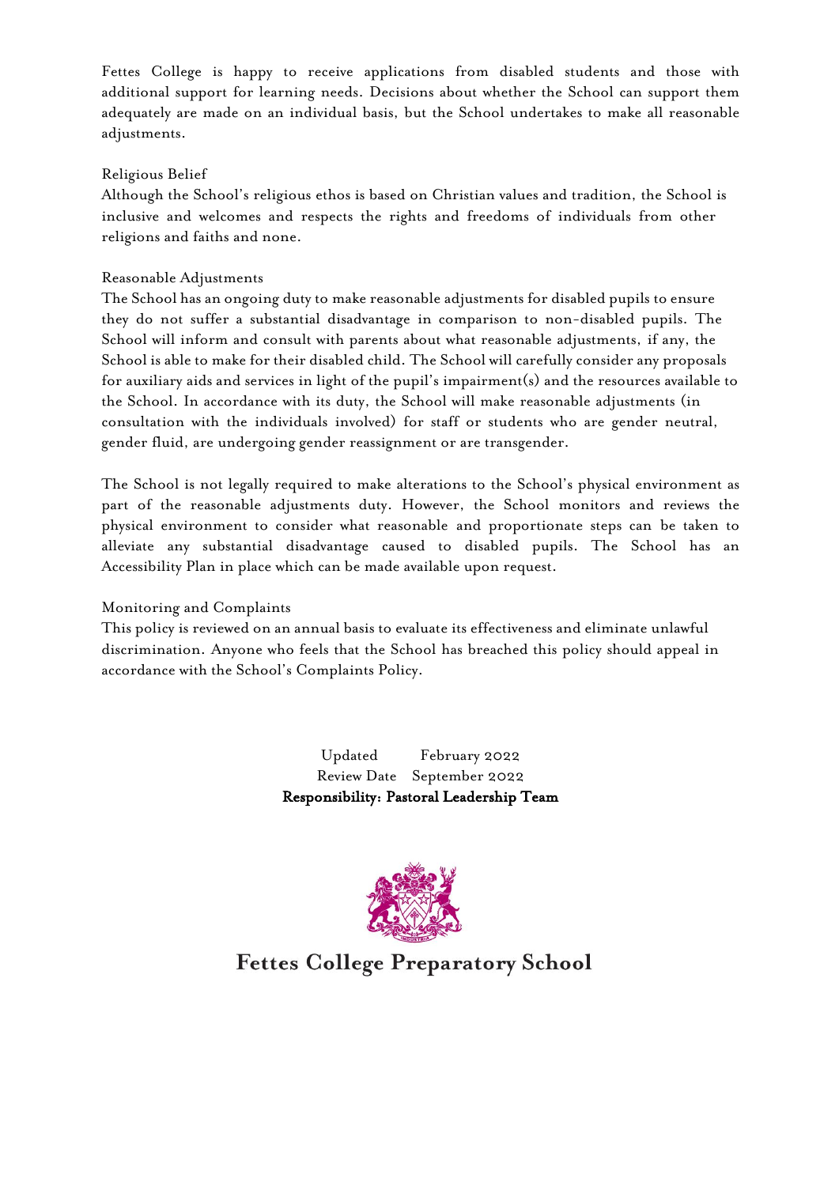Fettes College is happy to receive applications from disabled students and those with additional support for learning needs. Decisions about whether the School can support them adequately are made on an individual basis, but the School undertakes to make all reasonable adjustments.

## Religious Belief

Although the School's religious ethos is based on Christian values and tradition, the School is inclusive and welcomes and respects the rights and freedoms of individuals from other religions and faiths and none.

## Reasonable Adjustments

The School has an ongoing duty to make reasonable adjustments for disabled pupils to ensure they do not suffer a substantial disadvantage in comparison to non-disabled pupils. The School will inform and consult with parents about what reasonable adjustments, if any, the School is able to make for their disabled child. The School will carefully consider any proposals for auxiliary aids and services in light of the pupil's impairment(s) and the resources available to the School. In accordance with its duty, the School will make reasonable adjustments (in consultation with the individuals involved) for staff or students who are gender neutral, gender fluid, are undergoing gender reassignment or are transgender.

The School is not legally required to make alterations to the School's physical environment as part of the reasonable adjustments duty. However, the School monitors and reviews the physical environment to consider what reasonable and proportionate steps can be taken to alleviate any substantial disadvantage caused to disabled pupils. The School has an Accessibility Plan in place which can be made available upon request.

## Monitoring and Complaints

This policy is reviewed on an annual basis to evaluate its effectiveness and eliminate unlawful discrimination. Anyone who feels that the School has breached this policy should appeal in accordance with the School's Complaints Policy.

Updated February 2022
Review Date September 2022
**Responsibility: Pastoral Leadership Team**

**Fettes College Preparatory School**